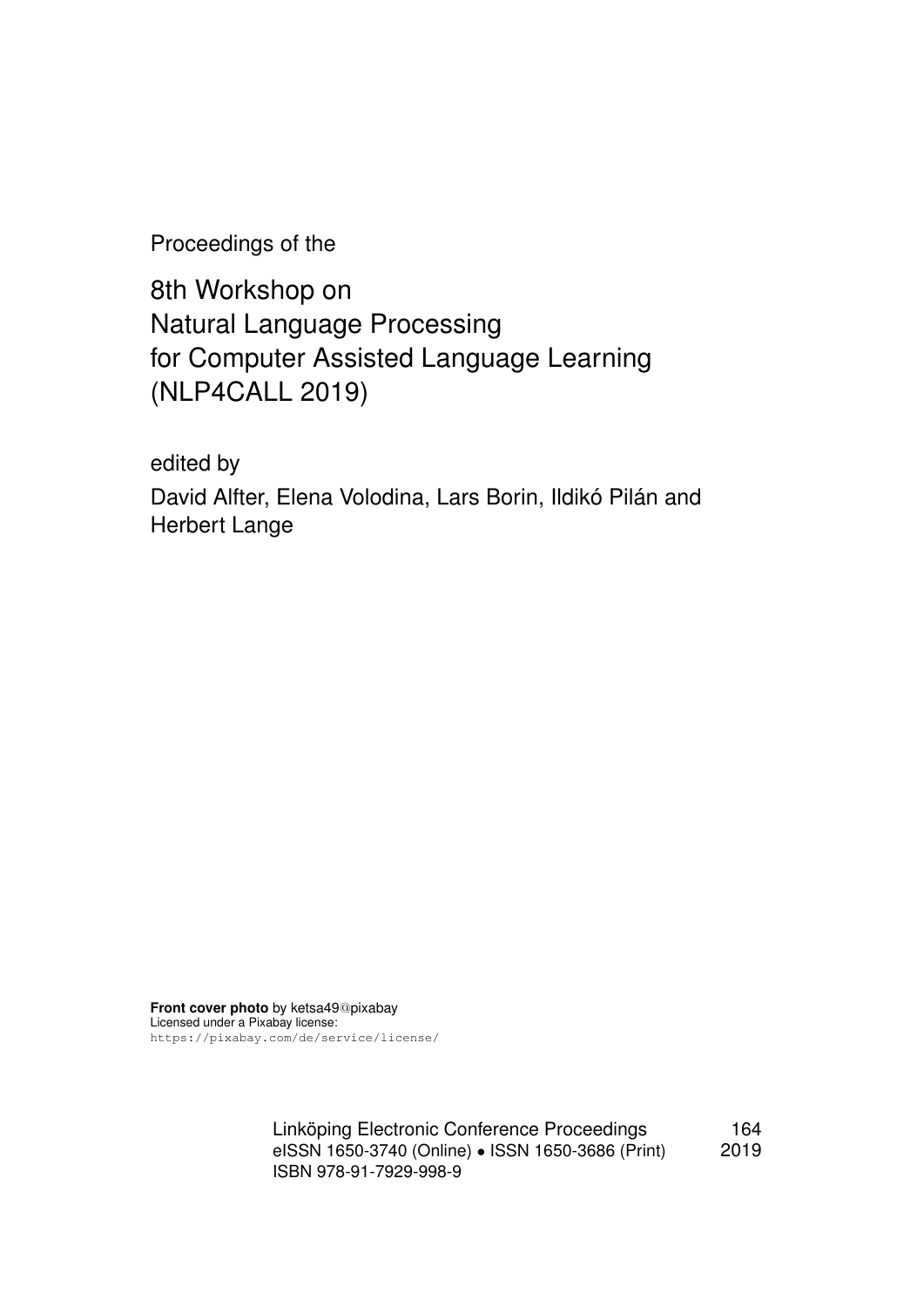Proceedings of the

# 8th Workshop on Natural Language Processing for Computer Assisted Language Learning (NLP4CALL 2019)

edited by

David Alfter, Elena Volodina, Lars Borin, Ildikó Pilán and Herbert Lange

**Front cover photo** by ketsa49@pixabay
Licensed under a Pixabay license:
https://pixabay.com/de/service/license/

Linköping Electronic Conference Proceedings 164
eISSN 1650-3740 (Online) • ISSN 1650-3686 (Print) 2019
ISBN 978-91-7929-998-9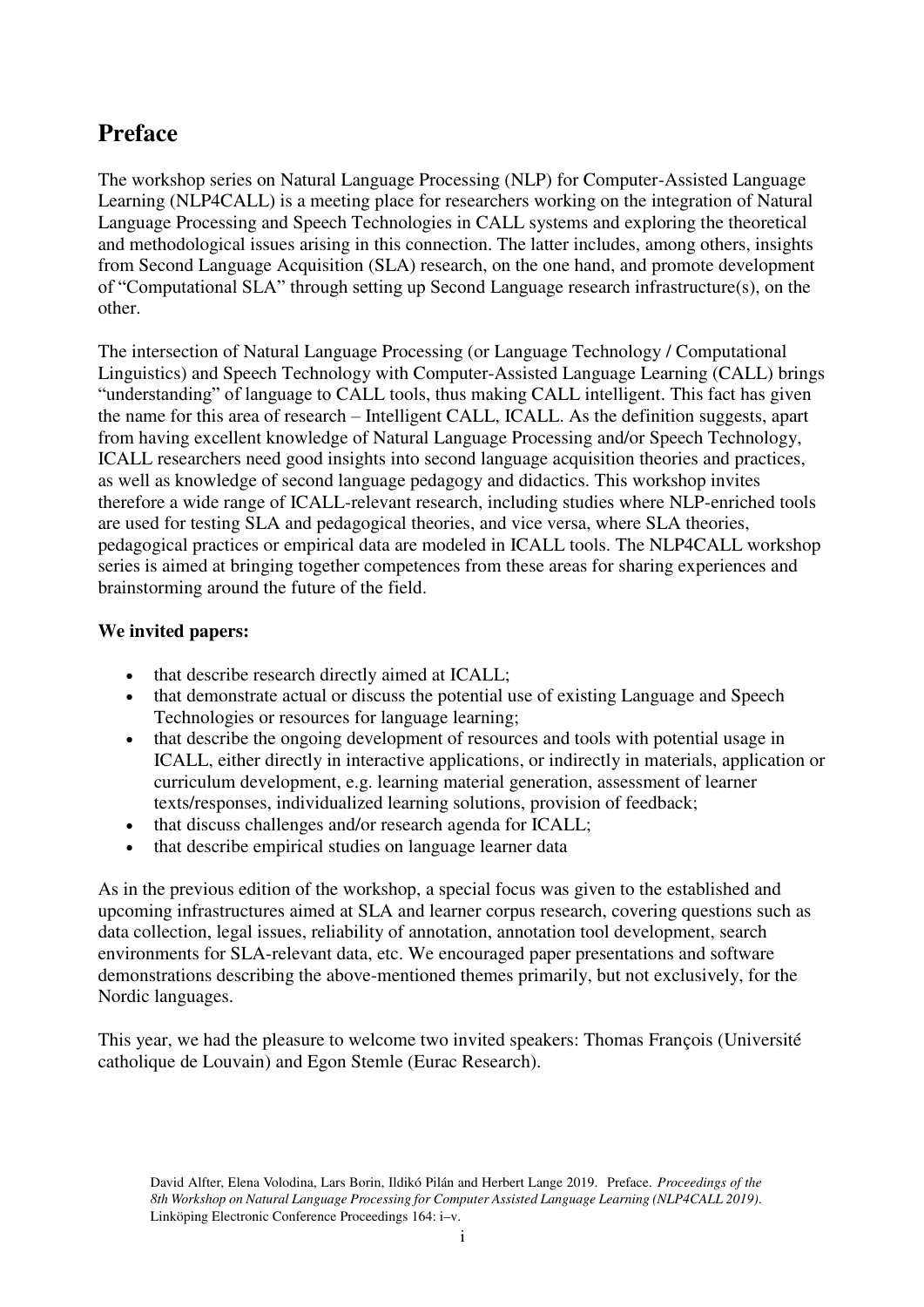# Preface

The workshop series on Natural Language Processing (NLP) for Computer-Assisted Language Learning (NLP4CALL) is a meeting place for researchers working on the integration of Natural Language Processing and Speech Technologies in CALL systems and exploring the theoretical and methodological issues arising in this connection. The latter includes, among others, insights from Second Language Acquisition (SLA) research, on the one hand, and promote development of "Computational SLA" through setting up Second Language research infrastructure(s), on the other.

The intersection of Natural Language Processing (or Language Technology / Computational Linguistics) and Speech Technology with Computer-Assisted Language Learning (CALL) brings "understanding" of language to CALL tools, thus making CALL intelligent. This fact has given the name for this area of research – Intelligent CALL, ICALL. As the definition suggests, apart from having excellent knowledge of Natural Language Processing and/or Speech Technology, ICALL researchers need good insights into second language acquisition theories and practices, as well as knowledge of second language pedagogy and didactics. This workshop invites therefore a wide range of ICALL-relevant research, including studies where NLP-enriched tools are used for testing SLA and pedagogical theories, and vice versa, where SLA theories, pedagogical practices or empirical data are modeled in ICALL tools. The NLP4CALL workshop series is aimed at bringing together competences from these areas for sharing experiences and brainstorming around the future of the field.

**We invited papers:**

- that describe research directly aimed at ICALL;
- that demonstrate actual or discuss the potential use of existing Language and Speech Technologies or resources for language learning;
- that describe the ongoing development of resources and tools with potential usage in ICALL, either directly in interactive applications, or indirectly in materials, application or curriculum development, e.g. learning material generation, assessment of learner texts/responses, individualized learning solutions, provision of feedback;
- that discuss challenges and/or research agenda for ICALL;
- that describe empirical studies on language learner data

As in the previous edition of the workshop, a special focus was given to the established and upcoming infrastructures aimed at SLA and learner corpus research, covering questions such as data collection, legal issues, reliability of annotation, annotation tool development, search environments for SLA-relevant data, etc. We encouraged paper presentations and software demonstrations describing the above-mentioned themes primarily, but not exclusively, for the Nordic languages.

This year, we had the pleasure to welcome two invited speakers: Thomas François (Université catholique de Louvain) and Egon Stemle (Eurac Research).

David Alfter, Elena Volodina, Lars Borin, Ildikó Pilán and Herbert Lange 2019. Preface. *Proceedings of the 8th Workshop on Natural Language Processing for Computer Assisted Language Learning (NLP4CALL 2019).* Linköping Electronic Conference Proceedings 164: i–v.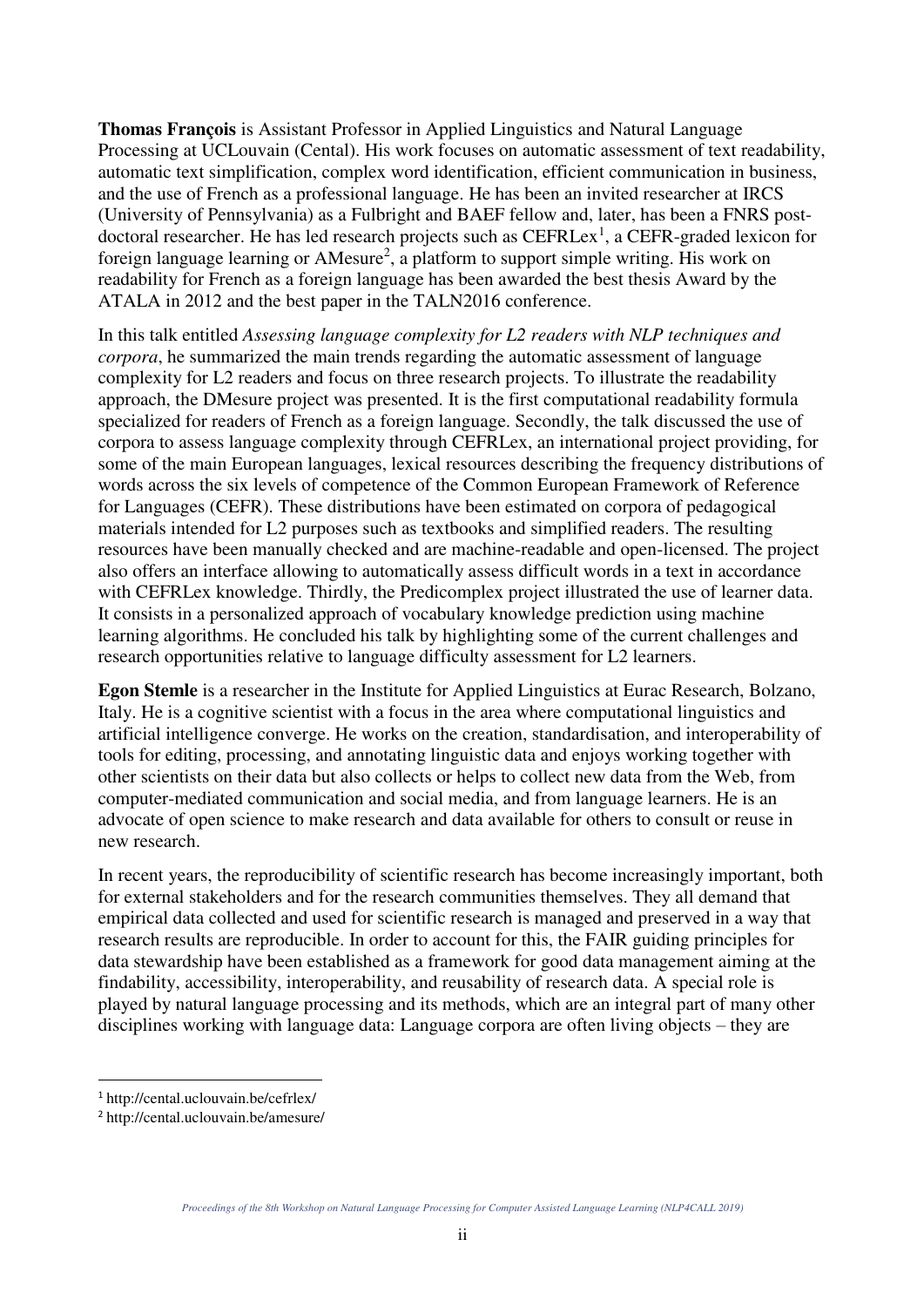**Thomas François** is Assistant Professor in Applied Linguistics and Natural Language Processing at UCLouvain (Cental). His work focuses on automatic assessment of text readability, automatic text simplification, complex word identification, efficient communication in business, and the use of French as a professional language. He has been an invited researcher at IRCS (University of Pennsylvania) as a Fulbright and BAEF fellow and, later, has been a FNRS post-doctoral researcher. He has led research projects such as CEFRLex[1], a CEFR-graded lexicon for foreign language learning or AMesure[2], a platform to support simple writing. His work on readability for French as a foreign language has been awarded the best thesis Award by the ATALA in 2012 and the best paper in the TALN2016 conference.

In this talk entitled *Assessing language complexity for L2 readers with NLP techniques and corpora*, he summarized the main trends regarding the automatic assessment of language complexity for L2 readers and focus on three research projects. To illustrate the readability approach, the DMesure project was presented. It is the first computational readability formula specialized for readers of French as a foreign language. Secondly, the talk discussed the use of corpora to assess language complexity through CEFRLex, an international project providing, for some of the main European languages, lexical resources describing the frequency distributions of words across the six levels of competence of the Common European Framework of Reference for Languages (CEFR). These distributions have been estimated on corpora of pedagogical materials intended for L2 purposes such as textbooks and simplified readers. The resulting resources have been manually checked and are machine-readable and open-licensed. The project also offers an interface allowing to automatically assess difficult words in a text in accordance with CEFRLex knowledge. Thirdly, the Predicomplex project illustrated the use of learner data. It consists in a personalized approach of vocabulary knowledge prediction using machine learning algorithms. He concluded his talk by highlighting some of the current challenges and research opportunities relative to language difficulty assessment for L2 learners.

**Egon Stemle** is a researcher in the Institute for Applied Linguistics at Eurac Research, Bolzano, Italy. He is a cognitive scientist with a focus in the area where computational linguistics and artificial intelligence converge. He works on the creation, standardisation, and interoperability of tools for editing, processing, and annotating linguistic data and enjoys working together with other scientists on their data but also collects or helps to collect new data from the Web, from computer-mediated communication and social media, and from language learners. He is an advocate of open science to make research and data available for others to consult or reuse in new research.

In recent years, the reproducibility of scientific research has become increasingly important, both for external stakeholders and for the research communities themselves. They all demand that empirical data collected and used for scientific research is managed and preserved in a way that research results are reproducible. In order to account for this, the FAIR guiding principles for data stewardship have been established as a framework for good data management aiming at the findability, accessibility, interoperability, and reusability of research data. A special role is played by natural language processing and its methods, which are an integral part of many other disciplines working with language data: Language corpora are often living objects – they are

[1] http://cental.uclouvain.be/cefrlex/

[2] http://cental.uclouvain.be/amesure/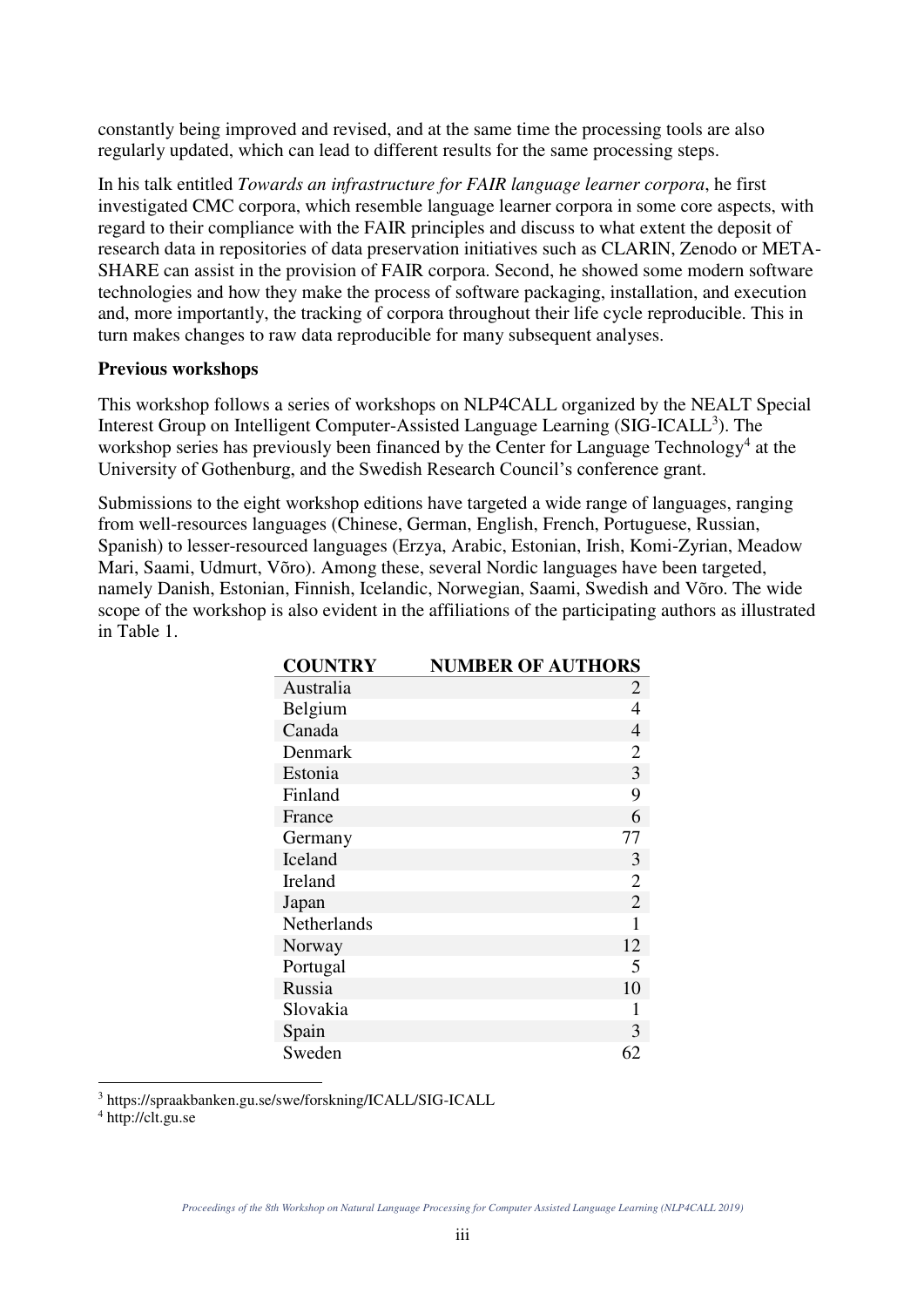constantly being improved and revised, and at the same time the processing tools are also regularly updated, which can lead to different results for the same processing steps.

In his talk entitled *Towards an infrastructure for FAIR language learner corpora*, he first investigated CMC corpora, which resemble language learner corpora in some core aspects, with regard to their compliance with the FAIR principles and discuss to what extent the deposit of research data in repositories of data preservation initiatives such as CLARIN, Zenodo or META-SHARE can assist in the provision of FAIR corpora. Second, he showed some modern software technologies and how they make the process of software packaging, installation, and execution and, more importantly, the tracking of corpora throughout their life cycle reproducible. This in turn makes changes to raw data reproducible for many subsequent analyses.

**Previous workshops**

This workshop follows a series of workshops on NLP4CALL organized by the NEALT Special Interest Group on Intelligent Computer-Assisted Language Learning (SIG-ICALL[3]). The workshop series has previously been financed by the Center for Language Technology[4] at the University of Gothenburg, and the Swedish Research Council's conference grant.

Submissions to the eight workshop editions have targeted a wide range of languages, ranging from well-resources languages (Chinese, German, English, French, Portuguese, Russian, Spanish) to lesser-resourced languages (Erzya, Arabic, Estonian, Irish, Komi-Zyrian, Meadow Mari, Saami, Udmurt, Võro). Among these, several Nordic languages have been targeted, namely Danish, Estonian, Finnish, Icelandic, Norwegian, Saami, Swedish and Võro. The wide scope of the workshop is also evident in the affiliations of the participating authors as illustrated in Table 1.

| COUNTRY | NUMBER OF AUTHORS |
|---|---|
| Australia | 2 |
| Belgium | 4 |
| Canada | 4 |
| Denmark | 2 |
| Estonia | 3 |
| Finland | 9 |
| France | 6 |
| Germany | 77 |
| Iceland | 3 |
| Ireland | 2 |
| Japan | 2 |
| Netherlands | 1 |
| Norway | 12 |
| Portugal | 5 |
| Russia | 10 |
| Slovakia | 1 |
| Spain | 3 |
| Sweden | 62 |

[3] https://spraakbanken.gu.se/swe/forskning/ICALL/SIG-ICALL

[4] http://clt.gu.se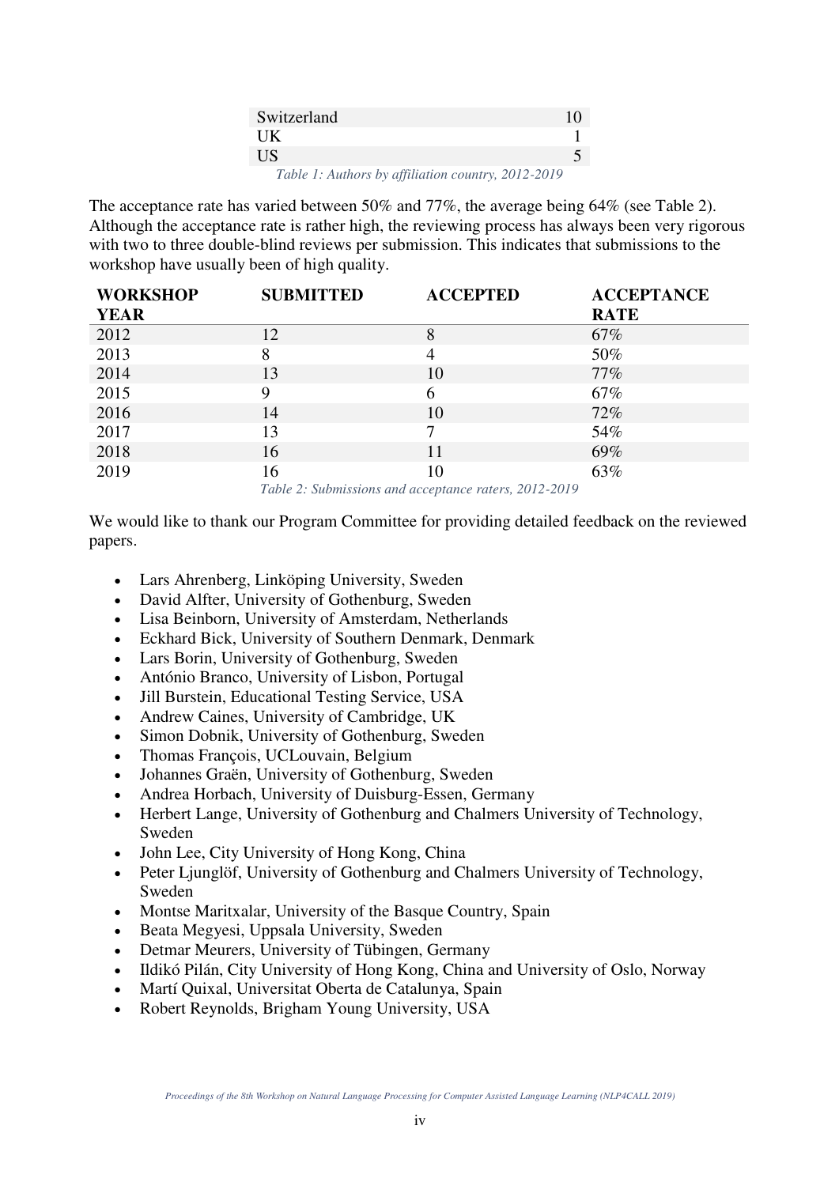| | |
|---|---|
| Switzerland | 10 |
| UK | 1 |
| US | 5 |

*Table 1: Authors by affiliation country, 2012-2019*

The acceptance rate has varied between 50% and 77%, the average being 64% (see Table 2). Although the acceptance rate is rather high, the reviewing process has always been very rigorous with two to three double-blind reviews per submission. This indicates that submissions to the workshop have usually been of high quality.

| WORKSHOP YEAR | SUBMITTED | ACCEPTED | ACCEPTANCE RATE |
|---|---|---|---|
| 2012 | 12 | 8 | 67% |
| 2013 | 8 | 4 | 50% |
| 2014 | 13 | 10 | 77% |
| 2015 | 9 | 6 | 67% |
| 2016 | 14 | 10 | 72% |
| 2017 | 13 | 7 | 54% |
| 2018 | 16 | 11 | 69% |
| 2019 | 16 | 10 | 63% |

*Table 2: Submissions and acceptance raters, 2012-2019*

We would like to thank our Program Committee for providing detailed feedback on the reviewed papers.

- Lars Ahrenberg, Linköping University, Sweden
- David Alfter, University of Gothenburg, Sweden
- Lisa Beinborn, University of Amsterdam, Netherlands
- Eckhard Bick, University of Southern Denmark, Denmark
- Lars Borin, University of Gothenburg, Sweden
- António Branco, University of Lisbon, Portugal
- Jill Burstein, Educational Testing Service, USA
- Andrew Caines, University of Cambridge, UK
- Simon Dobnik, University of Gothenburg, Sweden
- Thomas François, UCLouvain, Belgium
- Johannes Graën, University of Gothenburg, Sweden
- Andrea Horbach, University of Duisburg-Essen, Germany
- Herbert Lange, University of Gothenburg and Chalmers University of Technology, Sweden
- John Lee, City University of Hong Kong, China
- Peter Ljunglöf, University of Gothenburg and Chalmers University of Technology, Sweden
- Montse Maritxalar, University of the Basque Country, Spain
- Beata Megyesi, Uppsala University, Sweden
- Detmar Meurers, University of Tübingen, Germany
- Ildikó Pilán, City University of Hong Kong, China and University of Oslo, Norway
- Martí Quixal, Universitat Oberta de Catalunya, Spain
- Robert Reynolds, Brigham Young University, USA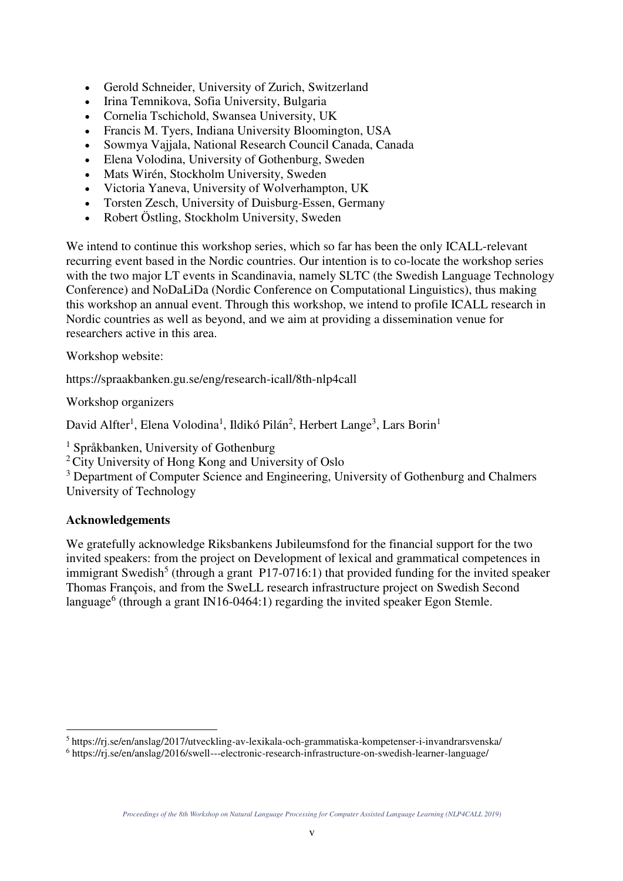- Gerold Schneider, University of Zurich, Switzerland
- Irina Temnikova, Sofia University, Bulgaria
- Cornelia Tschichold, Swansea University, UK
- Francis M. Tyers, Indiana University Bloomington, USA
- Sowmya Vajjala, National Research Council Canada, Canada
- Elena Volodina, University of Gothenburg, Sweden
- Mats Wirén, Stockholm University, Sweden
- Victoria Yaneva, University of Wolverhampton, UK
- Torsten Zesch, University of Duisburg-Essen, Germany
- Robert Östling, Stockholm University, Sweden

We intend to continue this workshop series, which so far has been the only ICALL-relevant recurring event based in the Nordic countries. Our intention is to co-locate the workshop series with the two major LT events in Scandinavia, namely SLTC (the Swedish Language Technology Conference) and NoDaLiDa (Nordic Conference on Computational Linguistics), thus making this workshop an annual event. Through this workshop, we intend to profile ICALL research in Nordic countries as well as beyond, and we aim at providing a dissemination venue for researchers active in this area.

Workshop website:

https://spraakbanken.gu.se/eng/research-icall/8th-nlp4call

Workshop organizers

David Alfter[1], Elena Volodina[1], Ildikó Pilán[2], Herbert Lange[3], Lars Borin[1]

[1] Språkbanken, University of Gothenburg
[2] City University of Hong Kong and University of Oslo
[3] Department of Computer Science and Engineering, University of Gothenburg and Chalmers University of Technology

**Acknowledgements**

We gratefully acknowledge Riksbankens Jubileumsfond for the financial support for the two invited speakers: from the project on Development of lexical and grammatical competences in immigrant Swedish[5] (through a grant P17-0716:1) that provided funding for the invited speaker Thomas François, and from the SweLL research infrastructure project on Swedish Second language[6] (through a grant IN16-0464:1) regarding the invited speaker Egon Stemle.

[5] https://rj.se/en/anslag/2017/utveckling-av-lexikala-och-grammatiska-kompetenser-i-invandrarsvenska/
[6] https://rj.se/en/anslag/2016/swell---electronic-research-infrastructure-on-swedish-learner-language/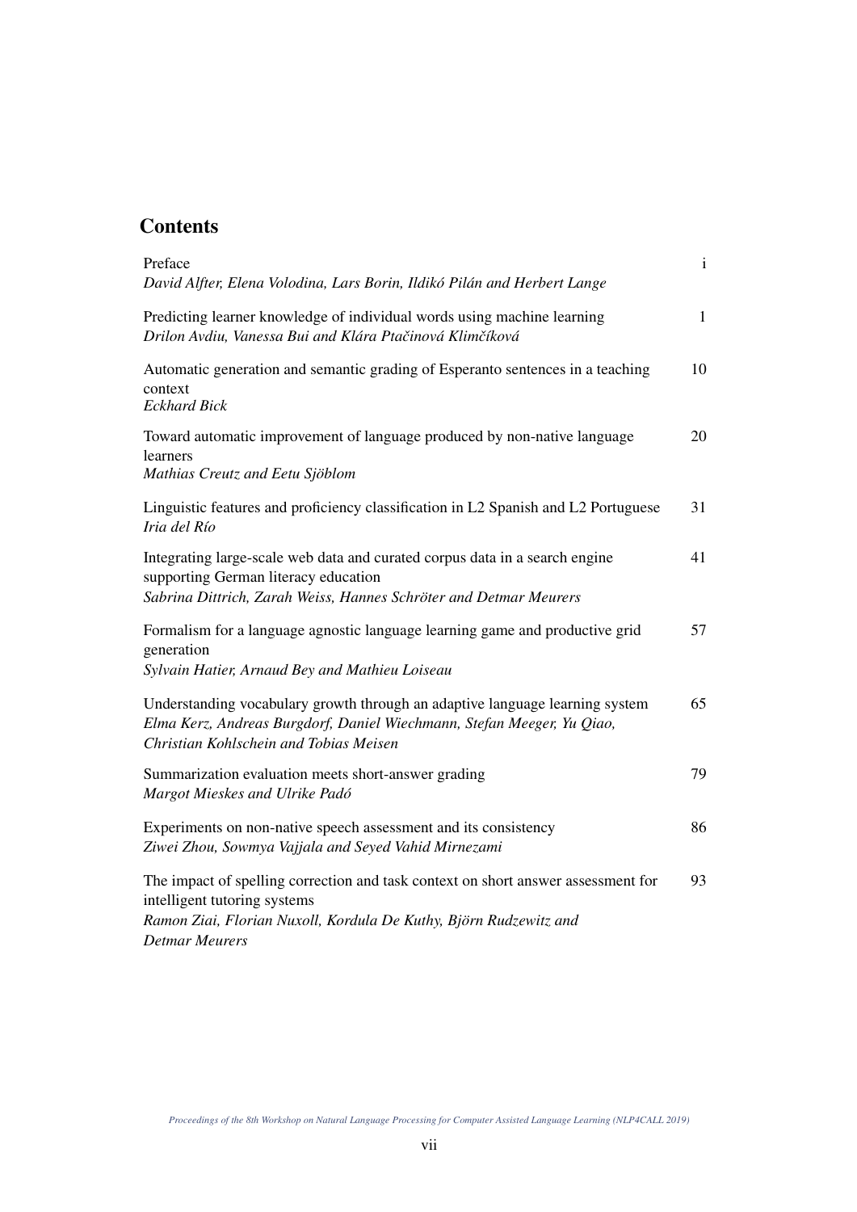## Contents

| | |
|---|---|
| Preface<br>*David Alfter, Elena Volodina, Lars Borin, Ildikó Pilán and Herbert Lange* | i |
| Predicting learner knowledge of individual words using machine learning<br>*Drilon Avdiu, Vanessa Bui and Klára Ptačinová Klimčíková* | 1 |
| Automatic generation and semantic grading of Esperanto sentences in a teaching context<br>*Eckhard Bick* | 10 |
| Toward automatic improvement of language produced by non-native language learners<br>*Mathias Creutz and Eetu Sjöblom* | 20 |
| Linguistic features and proficiency classification in L2 Spanish and L2 Portuguese<br>*Iria del Río* | 31 |
| Integrating large-scale web data and curated corpus data in a search engine supporting German literacy education<br>*Sabrina Dittrich, Zarah Weiss, Hannes Schröter and Detmar Meurers* | 41 |
| Formalism for a language agnostic language learning game and productive grid generation<br>*Sylvain Hatier, Arnaud Bey and Mathieu Loiseau* | 57 |
| Understanding vocabulary growth through an adaptive language learning system<br>*Elma Kerz, Andreas Burgdorf, Daniel Wiechmann, Stefan Meeger, Yu Qiao, Christian Kohlschein and Tobias Meisen* | 65 |
| Summarization evaluation meets short-answer grading<br>*Margot Mieskes and Ulrike Padó* | 79 |
| Experiments on non-native speech assessment and its consistency<br>*Ziwei Zhou, Sowmya Vajjala and Seyed Vahid Mirnezami* | 86 |
| The impact of spelling correction and task context on short answer assessment for intelligent tutoring systems<br>*Ramon Ziai, Florian Nuxoll, Kordula De Kuthy, Björn Rudzewitz and Detmar Meurers* | 93 |